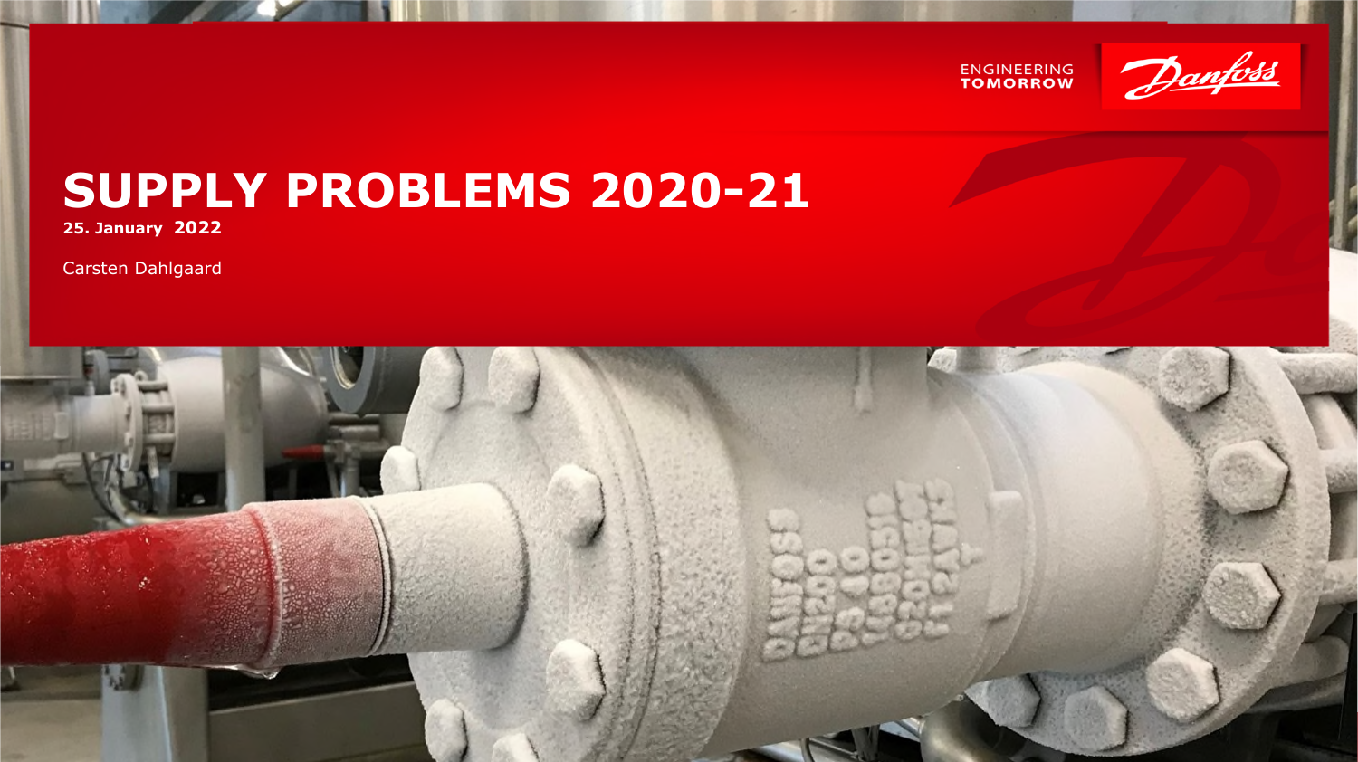ENGINEERING TOMORROW

Danfoss

# SUPPLY PROBLEMS 2020-21

**25. January 2022**

Carsten Dahlgaard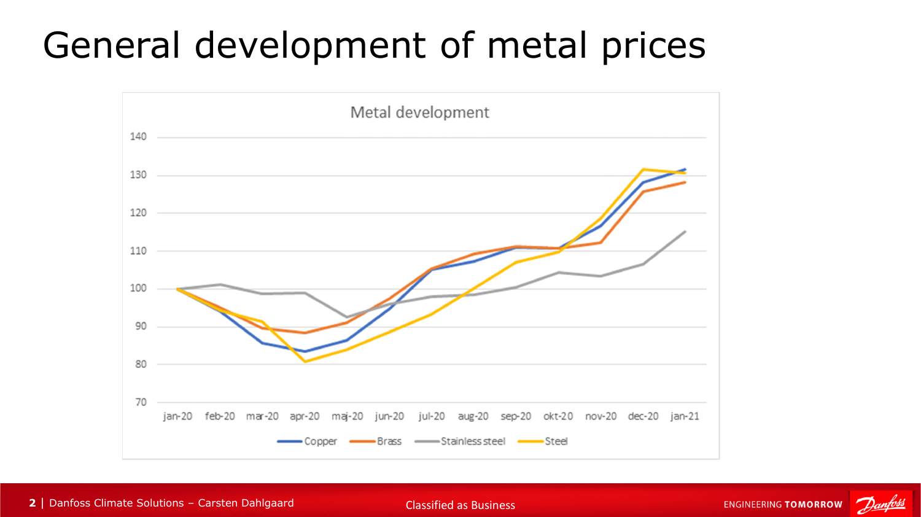# General development of metal prices

Metal development

| | jan-20 | feb-20 | mar-20 | apr-20 | maj-20 | jun-20 | jul-20 | aug-20 | sep-20 | okt-20 | nov-20 | dec-20 | jan-21 |
|---|---|---|---|---|---|---|---|---|---|---|---|---|---|
| Copper | 100 | 94 | 86 | 83 | 86 | 95 | 105 | 107 | 111 | 111 | 117 | 128 | 132 |
| Brass | 100 | 95 | 90 | 88 | 91 | 97 | 105 | 109 | 111 | 111 | 112 | 126 | 128 |
| Stainless steel | 100 | 101 | 99 | 99 | 93 | 96 | 98 | 98 | 100 | 104 | 103 | 107 | 115 |
| Steel | 100 | 94 | 91 | 81 | 84 | 89 | 93 | 100 | 107 | 110 | 118 | 131 | 131 |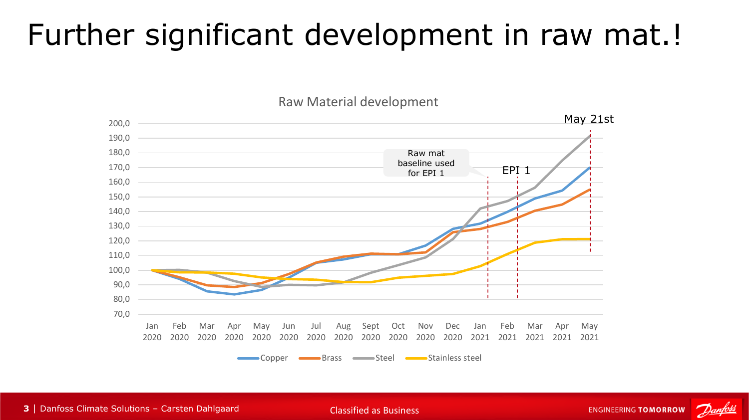# Further significant development in raw mat.!

Raw Material development

May 21st

Raw mat baseline used for EPI 1

EPI 1

Copper, Brass, Steel, Stainless steel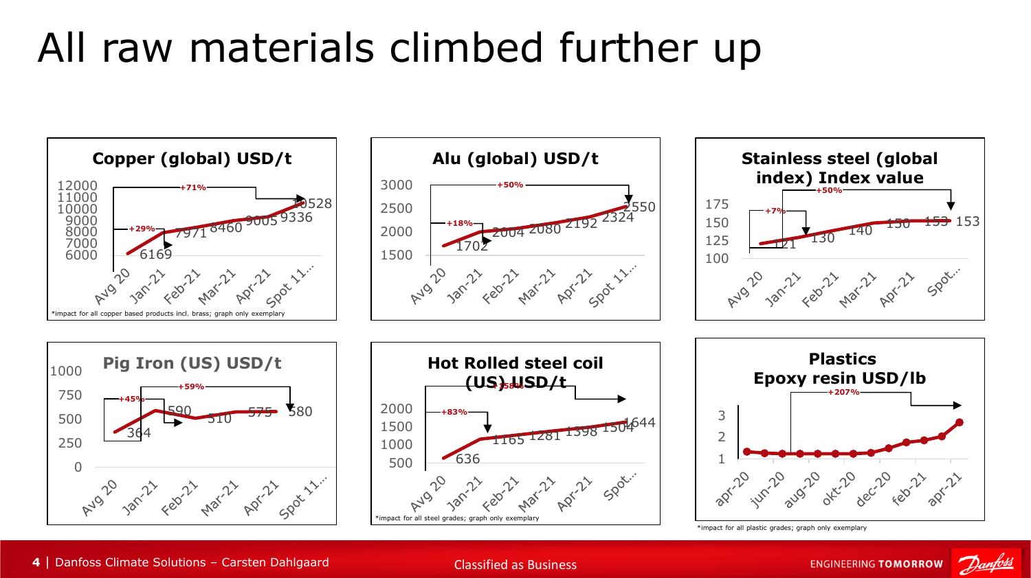# All raw materials climbed further up

## Copper (global) USD/t

| | Avg 20 | Jan-21 | Feb-21 | Mar-21 | Apr-21 | Spot 11... |
|---|---|---|---|---|---|---|
| USD/t | 6169 | 7971 | 8460 | 9005 | 9336 | 10528 |

+29% / +71%

*impact for all copper based products incl. brass; graph only exemplary

## Alu (global) USD/t

| | Avg 20 | Jan-21 | Feb-21 | Mar-21 | Apr-21 | Spot 11... |
|---|---|---|---|---|---|---|
| USD/t | 1702 | 2004 | 2080 | 2192 | 2324 | 2550 |

+18% / +50%

## Stainless steel (global index) Index value

| | Avg 20 | Jan-21 | Feb-21 | Mar-21 | Apr-21 | Spot... |
|---|---|---|---|---|---|---|
| Index value | 121 | 130 | 140 | 150 | 153 | 153 |

+7% / +50%

## Pig Iron (US) USD/t

| | Avg 20 | Jan-21 | Feb-21 | Mar-21 | Apr-21 | Spot 11... |
|---|---|---|---|---|---|---|
| USD/t | 364 | 590 | 510 | 575 | 580 | |

+45% / +59%

## Hot Rolled steel coil (US) USD/t

| | Avg 20 | Jan-21 | Feb-21 | Mar-21 | Apr-21 | Spot... |
|---|---|---|---|---|---|---|
| USD/t | 636 | 1165 | 1281 | 1398 | 1504 | 1644 |

+83% / +158%

*impact for all steel grades; graph only exemplary

## Plastics Epoxy resin USD/lb

Months: apr-20, jun-20, aug-20, okt-20, dec-20, feb-21, apr-21

+207%

*impact for all plastic grades; graph only exemplary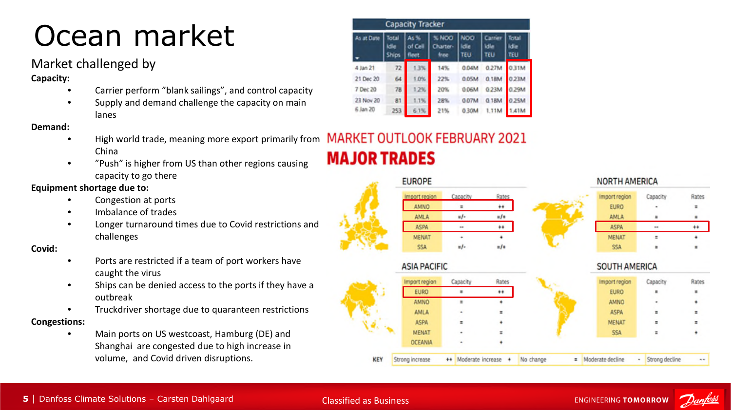# Ocean market

## Market challenged by

**Capacity:**

- Carrier perform "blank sailings", and control capacity
- Supply and demand challenge the capacity on main lanes

**Demand:**

- High world trade, meaning more export primarily from China
- "Push" is higher from US than other regions causing capacity to go there

**Equipment shortage due to:**

- Congestion at ports
- Imbalance of trades
- Longer turnaround times due to Covid restrictions and challenges

**Covid:**

- Ports are restricted if a team of port workers have caught the virus
- Ships can be denied access to the ports if they have a outbreak
- Truckdriver shortage due to quaranteen restrictions

**Congestions:**

- Main ports on US westcoast, Hamburg (DE) and Shanghai are congested due to high increase in volume, and Covid driven disruptions.

### Capacity Tracker

| As at Date | Total Idle Ships | As % of Cell fleet | % NOO Charter-free | NOO Idle TEU | Carrier Idle TEU | Total Idle TEU |
|---|---|---|---|---|---|---|
| 4 Jan 21 | 72 | 1.3% | 14% | 0.04M | 0.27M | 0.31M |
| 21 Dec 20 | 64 | 1.0% | 22% | 0.05M | 0.18M | 0.23M |
| 7 Dec 20 | 78 | 1.2% | 20% | 0.06M | 0.23M | 0.29M |
| 23 Nov 20 | 81 | 1.1% | 28% | 0.07M | 0.18M | 0.25M |
| 6 Jan 20 | 253 | 6.1% | 21% | 0.30M | 1.11M | 1.41M |

## MARKET OUTLOOK FEBRUARY 2021

## MAJOR TRADES

### EUROPE

| Import region | Capacity | Rates |
|---|---|---|
| AMNO | = | ++ |
| AMLA | =/- | =/+ |
| ASPA | -- | ++ |
| MENAT | - | + |
| SSA | =/- | =/+ |

### NORTH AMERICA

| Import region | Capacity | Rates |
|---|---|---|
| EURO | - | = |
| AMLA | = | = |
| ASPA | -- | ++ |
| MENAT | = | + |
| SSA | = | = |

### ASIA PACIFIC

| Import region | Capacity | Rates |
|---|---|---|
| EURO | = | ++ |
| AMNO | = | + |
| AMLA | - | = |
| ASPA | = | + |
| MENAT | - | = |
| OCEANIA | - | + |

### SOUTH AMERICA

| Import region | Capacity | Rates |
|---|---|---|
| EURO | = | = |
| AMNO | - | + |
| ASPA | = | = |
| MENAT | = | = |
| SSA | = | + |

**KEY:** Strong increase ++ | Moderate increase + | No change = | Moderate decline - | Strong decline --